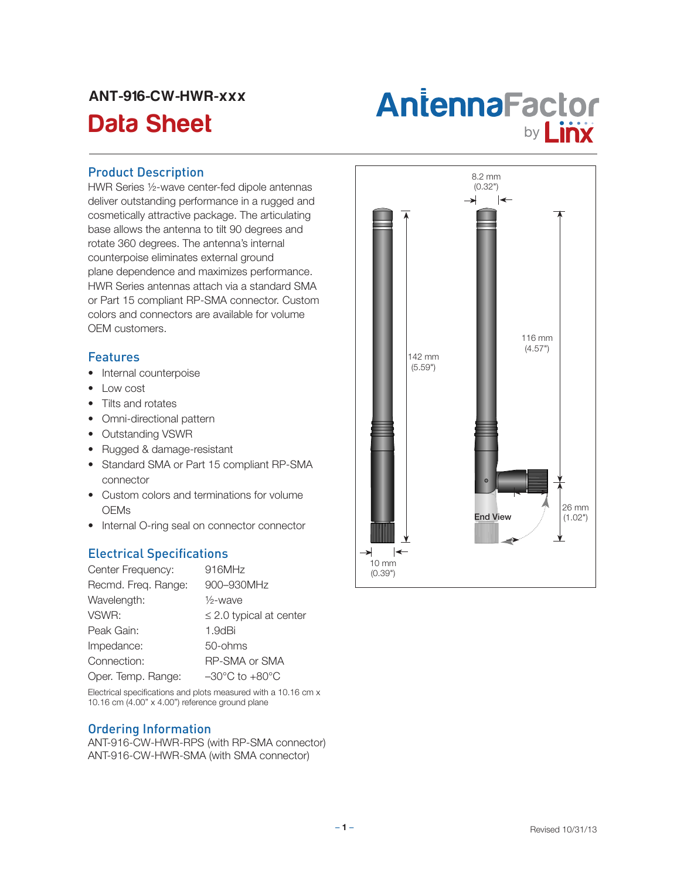ANT-916-CW-HWR-xxx

# Data Sheet

AntennaFactor by Linx

## Product Description

HWR Series ½-wave center-fed dipole antennas deliver outstanding performance in a rugged and cosmetically attractive package. The articulating base allows the antenna to tilt 90 degrees and rotate 360 degrees. The antenna's internal counterpoise eliminates external ground plane dependence and maximizes performance. HWR Series antennas attach via a standard SMA or Part 15 compliant RP-SMA connector. Custom colors and connectors are available for volume OEM customers.

## Features

- Internal counterpoise
- Low cost
- Tilts and rotates
- Omni-directional pattern
- Outstanding VSWR
- Rugged & damage-resistant
- Standard SMA or Part 15 compliant RP-SMA connector
- Custom colors and terminations for volume OEMs
- Internal O-ring seal on connector connector

## Electrical Specifications

| | |
|---|---|
| Center Frequency: | 916MHz |
| Recmd. Freq. Range: | 900–930MHz |
| Wavelength: | ½-wave |
| VSWR: | ≤ 2.0 typical at center |
| Peak Gain: | 1.9dBi |
| Impedance: | 50-ohms |
| Connection: | RP-SMA or SMA |
| Oper. Temp. Range: | –30°C to +80°C |

Electrical specifications and plots measured with a 10.16 cm x 10.16 cm (4.00" x 4.00") reference ground plane

## Ordering Information

ANT-916-CW-HWR-RPS (with RP-SMA connector)
ANT-916-CW-HWR-SMA (with SMA connector)

8.2 mm (0.32")
142 mm (5.59")
116 mm (4.57")
26 mm (1.02")
End View
10 mm (0.39")

Revised 10/31/13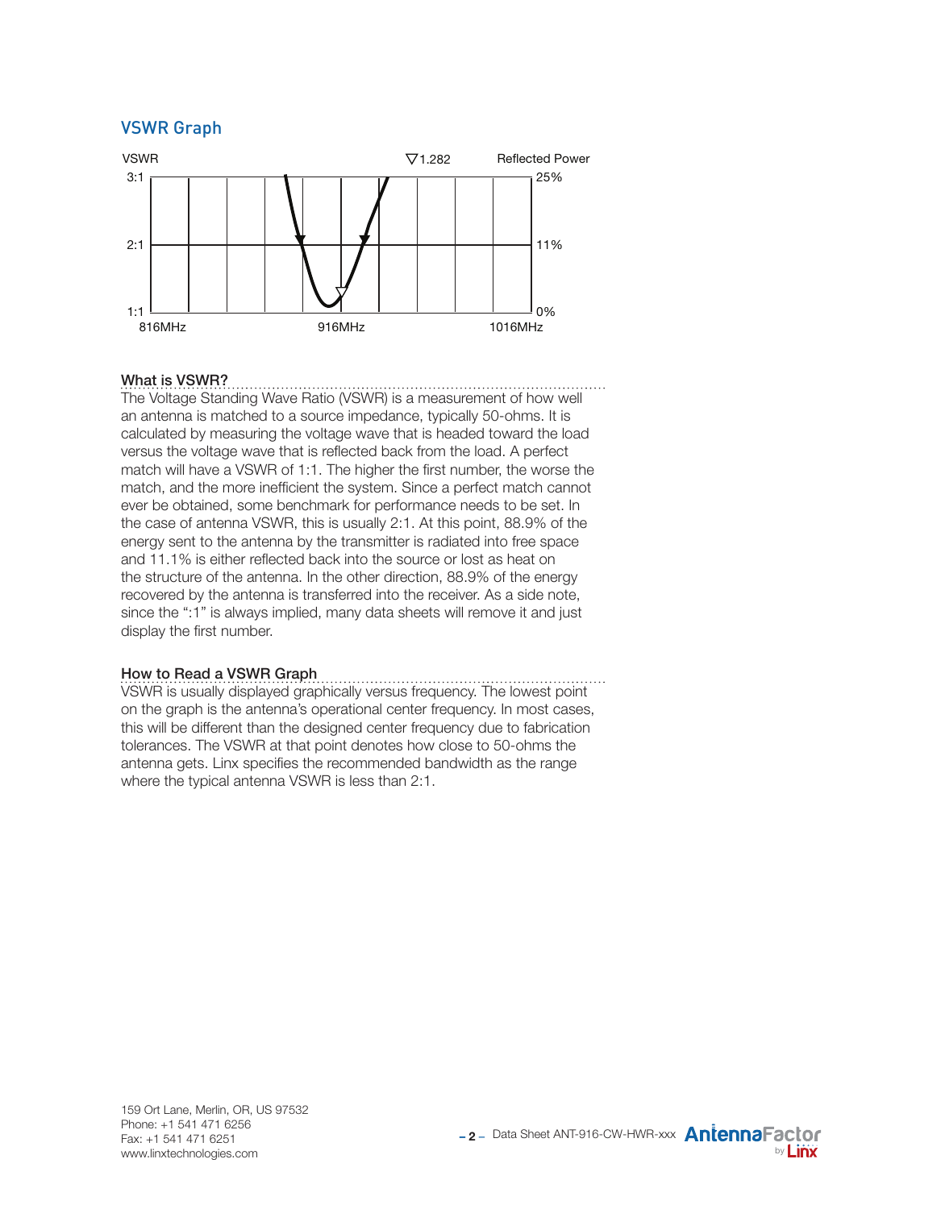## VSWR Graph

VSWR

▽1.282

Reflected Power

3:1

25%

2:1

11%

1:1

0%

816MHz

916MHz

1016MHz

### What is VSWR?

The Voltage Standing Wave Ratio (VSWR) is a measurement of how well an antenna is matched to a source impedance, typically 50-ohms. It is calculated by measuring the voltage wave that is headed toward the load versus the voltage wave that is reflected back from the load. A perfect match will have a VSWR of 1:1. The higher the first number, the worse the match, and the more inefficient the system. Since a perfect match cannot ever be obtained, some benchmark for performance needs to be set. In the case of antenna VSWR, this is usually 2:1. At this point, 88.9% of the energy sent to the antenna by the transmitter is radiated into free space and 11.1% is either reflected back into the source or lost as heat on the structure of the antenna. In the other direction, 88.9% of the energy recovered by the antenna is transferred into the receiver. As a side note, since the ":1" is always implied, many data sheets will remove it and just display the first number.

### How to Read a VSWR Graph

VSWR is usually displayed graphically versus frequency. The lowest point on the graph is the antenna's operational center frequency. In most cases, this will be different than the designed center frequency due to fabrication tolerances. The VSWR at that point denotes how close to 50-ohms the antenna gets. Linx specifies the recommended bandwidth as the range where the typical antenna VSWR is less than 2:1.

159 Ort Lane, Merlin, OR, US 97532
Phone: +1 541 471 6256
Fax: +1 541 471 6251
www.linxtechnologies.com